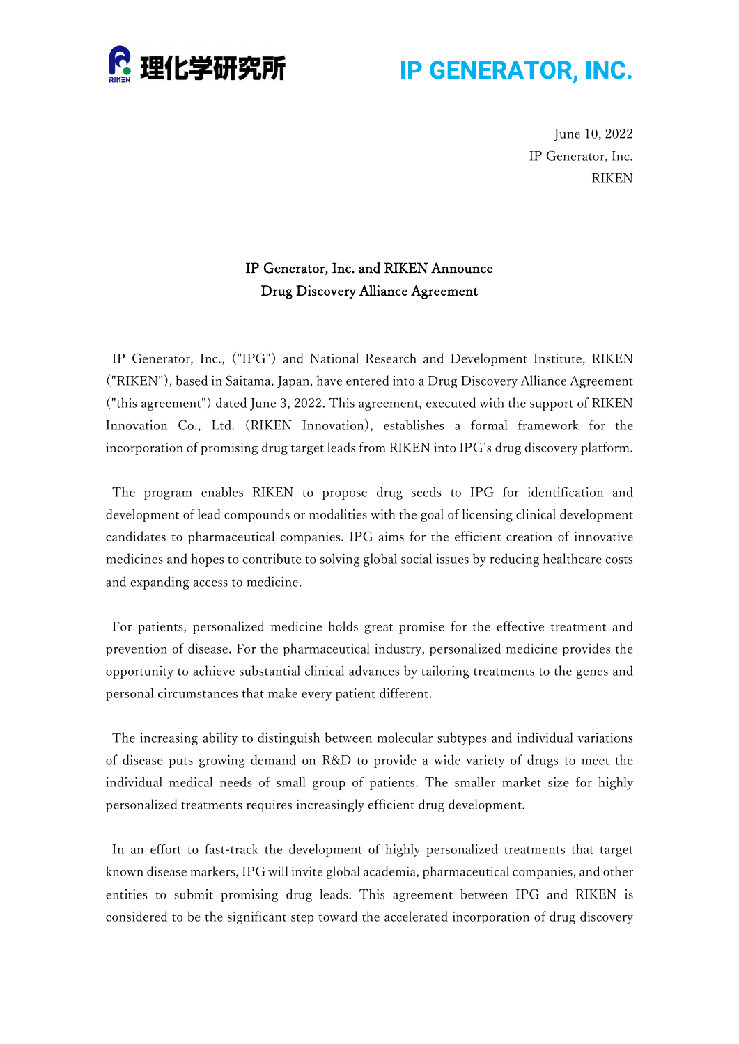理化学研究所

IP GENERATOR, INC.

June 10, 2022
IP Generator, Inc.
RIKEN

# IP Generator, Inc. and RIKEN Announce Drug Discovery Alliance Agreement

IP Generator, Inc., ("IPG") and National Research and Development Institute, RIKEN ("RIKEN"), based in Saitama, Japan, have entered into a Drug Discovery Alliance Agreement ("this agreement") dated June 3, 2022. This agreement, executed with the support of RIKEN Innovation Co., Ltd. (RIKEN Innovation), establishes a formal framework for the incorporation of promising drug target leads from RIKEN into IPG's drug discovery platform.

The program enables RIKEN to propose drug seeds to IPG for identification and development of lead compounds or modalities with the goal of licensing clinical development candidates to pharmaceutical companies. IPG aims for the efficient creation of innovative medicines and hopes to contribute to solving global social issues by reducing healthcare costs and expanding access to medicine.

For patients, personalized medicine holds great promise for the effective treatment and prevention of disease. For the pharmaceutical industry, personalized medicine provides the opportunity to achieve substantial clinical advances by tailoring treatments to the genes and personal circumstances that make every patient different.

The increasing ability to distinguish between molecular subtypes and individual variations of disease puts growing demand on R&D to provide a wide variety of drugs to meet the individual medical needs of small group of patients. The smaller market size for highly personalized treatments requires increasingly efficient drug development.

In an effort to fast-track the development of highly personalized treatments that target known disease markers, IPG will invite global academia, pharmaceutical companies, and other entities to submit promising drug leads. This agreement between IPG and RIKEN is considered to be the significant step toward the accelerated incorporation of drug discovery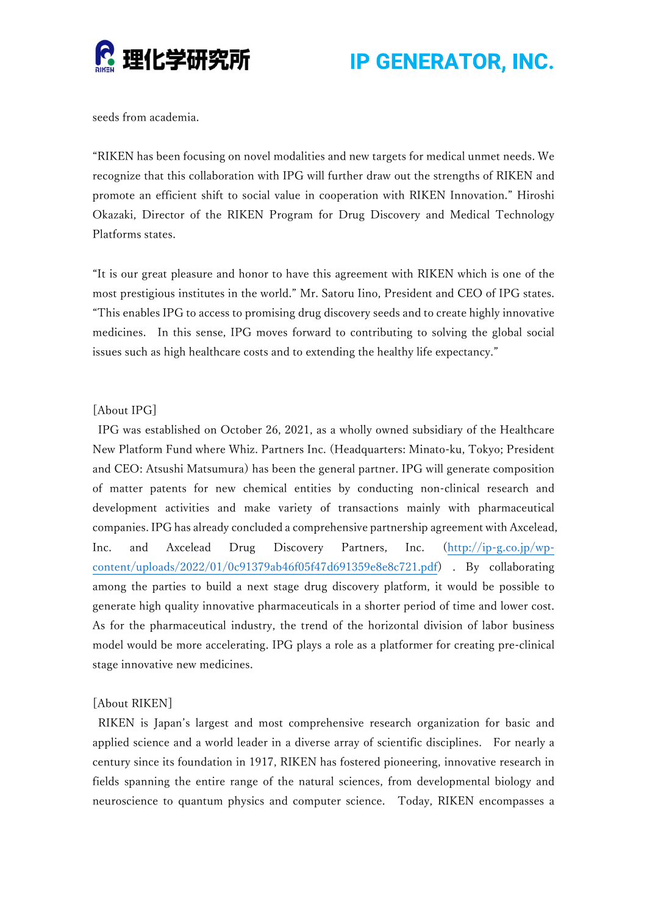seeds from academia.

"RIKEN has been focusing on novel modalities and new targets for medical unmet needs. We recognize that this collaboration with IPG will further draw out the strengths of RIKEN and promote an efficient shift to social value in cooperation with RIKEN Innovation." Hiroshi Okazaki, Director of the RIKEN Program for Drug Discovery and Medical Technology Platforms states.

"It is our great pleasure and honor to have this agreement with RIKEN which is one of the most prestigious institutes in the world." Mr. Satoru Iino, President and CEO of IPG states. "This enables IPG to access to promising drug discovery seeds and to create highly innovative medicines. In this sense, IPG moves forward to contributing to solving the global social issues such as high healthcare costs and to extending the healthy life expectancy."

[About IPG]

IPG was established on October 26, 2021, as a wholly owned subsidiary of the Healthcare New Platform Fund where Whiz. Partners Inc. (Headquarters: Minato-ku, Tokyo; President and CEO: Atsushi Matsumura) has been the general partner. IPG will generate composition of matter patents for new chemical entities by conducting non-clinical research and development activities and make variety of transactions mainly with pharmaceutical companies. IPG has already concluded a comprehensive partnership agreement with Axcelead, Inc. and Axcelead Drug Discovery Partners, Inc. (http://ip-g.co.jp/wp-content/uploads/2022/01/0c91379ab46f05f47d691359e8e8c721.pdf). By collaborating among the parties to build a next stage drug discovery platform, it would be possible to generate high quality innovative pharmaceuticals in a shorter period of time and lower cost. As for the pharmaceutical industry, the trend of the horizontal division of labor business model would be more accelerating. IPG plays a role as a platformer for creating pre-clinical stage innovative new medicines.

[About RIKEN]

RIKEN is Japan's largest and most comprehensive research organization for basic and applied science and a world leader in a diverse array of scientific disciplines. For nearly a century since its foundation in 1917, RIKEN has fostered pioneering, innovative research in fields spanning the entire range of the natural sciences, from developmental biology and neuroscience to quantum physics and computer science. Today, RIKEN encompasses a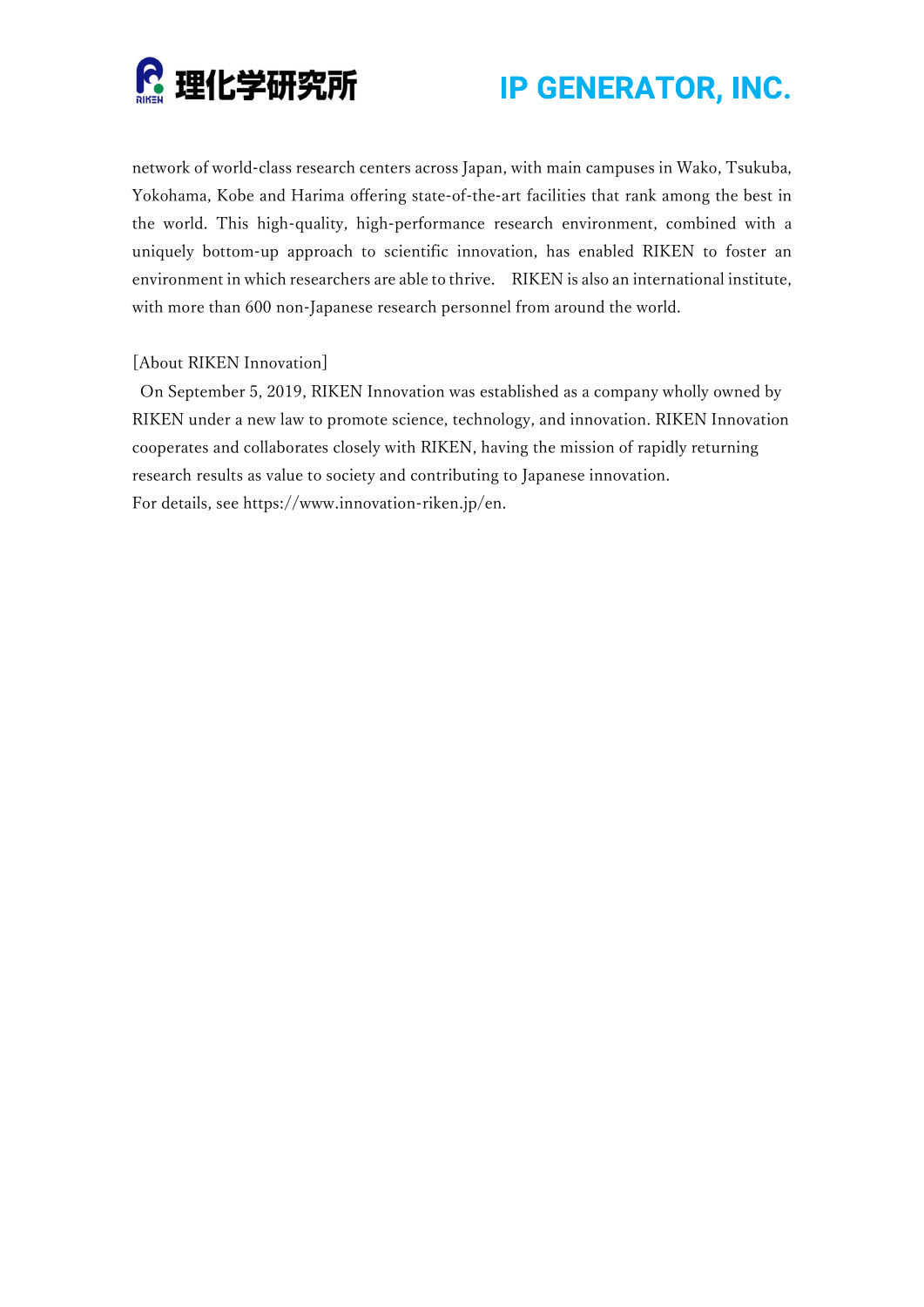network of world-class research centers across Japan, with main campuses in Wako, Tsukuba, Yokohama, Kobe and Harima offering state-of-the-art facilities that rank among the best in the world. This high-quality, high-performance research environment, combined with a uniquely bottom-up approach to scientific innovation, has enabled RIKEN to foster an environment in which researchers are able to thrive. RIKEN is also an international institute, with more than 600 non-Japanese research personnel from around the world.

[About RIKEN Innovation]

On September 5, 2019, RIKEN Innovation was established as a company wholly owned by RIKEN under a new law to promote science, technology, and innovation. RIKEN Innovation cooperates and collaborates closely with RIKEN, having the mission of rapidly returning research results as value to society and contributing to Japanese innovation.
For details, see https://www.innovation-riken.jp/en.